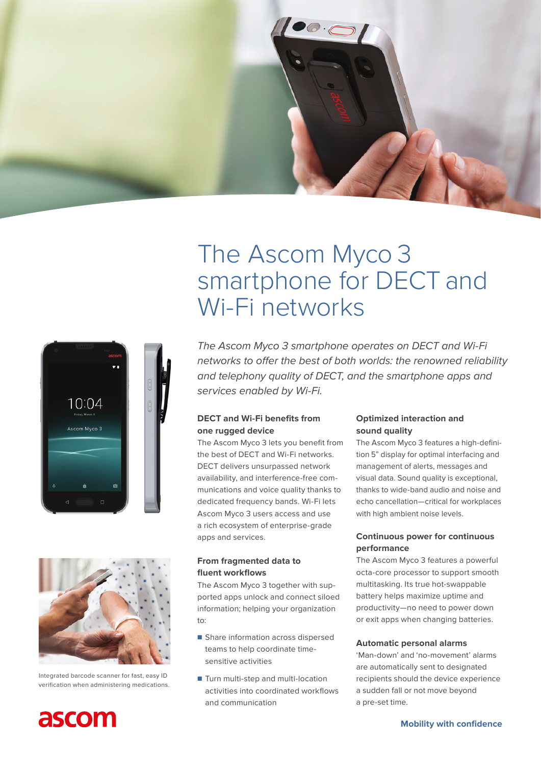# The Ascom Myco 3 smartphone for DECT and Wi-Fi networks

*The Ascom Myco 3 smartphone operates on DECT and Wi-Fi networks to offer the best of both worlds: the renowned reliability and telephony quality of DECT, and the smartphone apps and services enabled by Wi-Fi.*

Integrated barcode scanner for fast, easy ID verification when administering medications.

### DECT and Wi-Fi benefits from one rugged device

The Ascom Myco 3 lets you benefit from the best of DECT and Wi-Fi networks. DECT delivers unsurpassed network availability, and interference-free communications and voice quality thanks to dedicated frequency bands. Wi-Fi lets Ascom Myco 3 users access and use a rich ecosystem of enterprise-grade apps and services.

### From fragmented data to fluent workflows

The Ascom Myco 3 together with supported apps unlock and connect siloed information; helping your organization to:

- Share information across dispersed teams to help coordinate time-sensitive activities
- Turn multi-step and multi-location activities into coordinated workflows and communication

### Optimized interaction and sound quality

The Ascom Myco 3 features a high-definition 5" display for optimal interfacing and management of alerts, messages and visual data. Sound quality is exceptional, thanks to wide-band audio and noise and echo cancellation—critical for workplaces with high ambient noise levels.

### Continuous power for continuous performance

The Ascom Myco 3 features a powerful octa-core processor to support smooth multitasking. Its true hot-swappable battery helps maximize uptime and productivity—no need to power down or exit apps when changing batteries.

### Automatic personal alarms

'Man-down' and 'no-movement' alarms are automatically sent to designated recipients should the device experience a sudden fall or not move beyond a pre-set time.

ascom

**Mobility with confidence**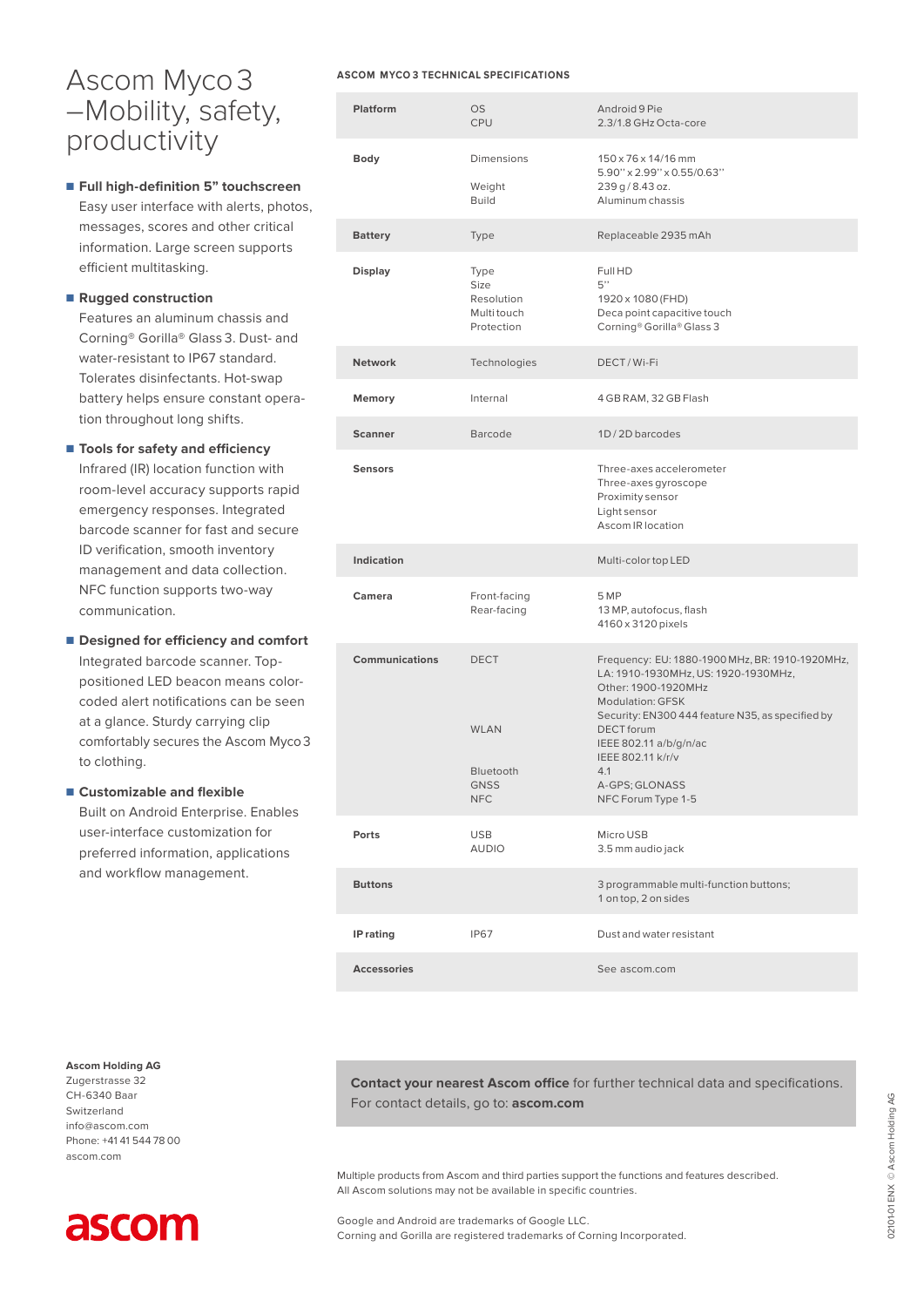# Ascom Myco 3 —Mobility, safety, productivity

- **Full high-definition 5" touchscreen**
  Easy user interface with alerts, photos, messages, scores and other critical information. Large screen supports efficient multitasking.
- **Rugged construction**
  Features an aluminum chassis and Corning® Gorilla® Glass 3. Dust- and water-resistant to IP67 standard. Tolerates disinfectants. Hot-swap battery helps ensure constant operation throughout long shifts.
- **Tools for safety and efficiency**
  Infrared (IR) location function with room-level accuracy supports rapid emergency responses. Integrated barcode scanner for fast and secure ID verification, smooth inventory management and data collection. NFC function supports two-way communication.
- **Designed for efficiency and comfort**
  Integrated barcode scanner. Top-positioned LED beacon means color-coded alert notifications can be seen at a glance. Sturdy carrying clip comfortably secures the Ascom Myco 3 to clothing.
- **Customizable and flexible**
  Built on Android Enterprise. Enables user-interface customization for preferred information, applications and workflow management.

## ASCOM MYCO 3 TECHNICAL SPECIFICATIONS

| | | |
|---|---|---|
| **Platform** | OS<br>CPU | Android 9 Pie<br>2.3/1.8 GHz Octa-core |
| **Body** | Dimensions<br><br>Weight<br>Build | 150 x 76 x 14/16 mm<br>5.90" x 2.99" x 0.55/0.63"<br>239 g / 8.43 oz.<br>Aluminum chassis |
| **Battery** | Type | Replaceable 2935 mAh |
| **Display** | Type<br>Size<br>Resolution<br>Multi touch<br>Protection | Full HD<br>5"<br>1920 x 1080 (FHD)<br>Deca point capacitive touch<br>Corning® Gorilla® Glass 3 |
| **Network** | Technologies | DECT / Wi-Fi |
| **Memory** | Internal | 4 GB RAM, 32 GB Flash |
| **Scanner** | Barcode | 1D / 2D barcodes |
| **Sensors** | | Three-axes accelerometer<br>Three-axes gyroscope<br>Proximity sensor<br>Light sensor<br>Ascom IR location |
| **Indication** | | Multi-color top LED |
| **Camera** | Front-facing<br>Rear-facing | 5 MP<br>13 MP, autofocus, flash<br>4160 x 3120 pixels |
| **Communications** | DECT<br><br><br><br><br>WLAN<br><br><br>Bluetooth<br>GNSS<br>NFC | Frequency: EU: 1880-1900 MHz, BR: 1910-1920MHz, LA: 1910-1930MHz, US: 1920-1930MHz, Other: 1900-1920MHz<br>Modulation: GFSK<br>Security: EN300 444 feature N35, as specified by DECT forum<br>IEEE 802.11 a/b/g/n/ac<br>IEEE 802.11 k/r/v<br>4.1<br>A-GPS; GLONASS<br>NFC Forum Type 1-5 |
| **Ports** | USB<br>AUDIO | Micro USB<br>3.5 mm audio jack |
| **Buttons** | | 3 programmable multi-function buttons;<br>1 on top, 2 on sides |
| **IP rating** | IP67 | Dust and water resistant |
| **Accessories** | | See ascom.com |

**Contact your nearest Ascom office** for further technical data and specifications. For contact details, go to: **ascom.com**

**Ascom Holding AG**
Zugerstrasse 32
CH-6340 Baar
Switzerland
info@ascom.com
Phone: +41 41 544 78 00
ascom.com

ascom

Multiple products from Ascom and third parties support the functions and features described.
All Ascom solutions may not be available in specific countries.

Google and Android are trademarks of Google LLC.
Corning and Gorilla are registered trademarks of Corning Incorporated.

02101-01 ENX © Ascom Holding AG